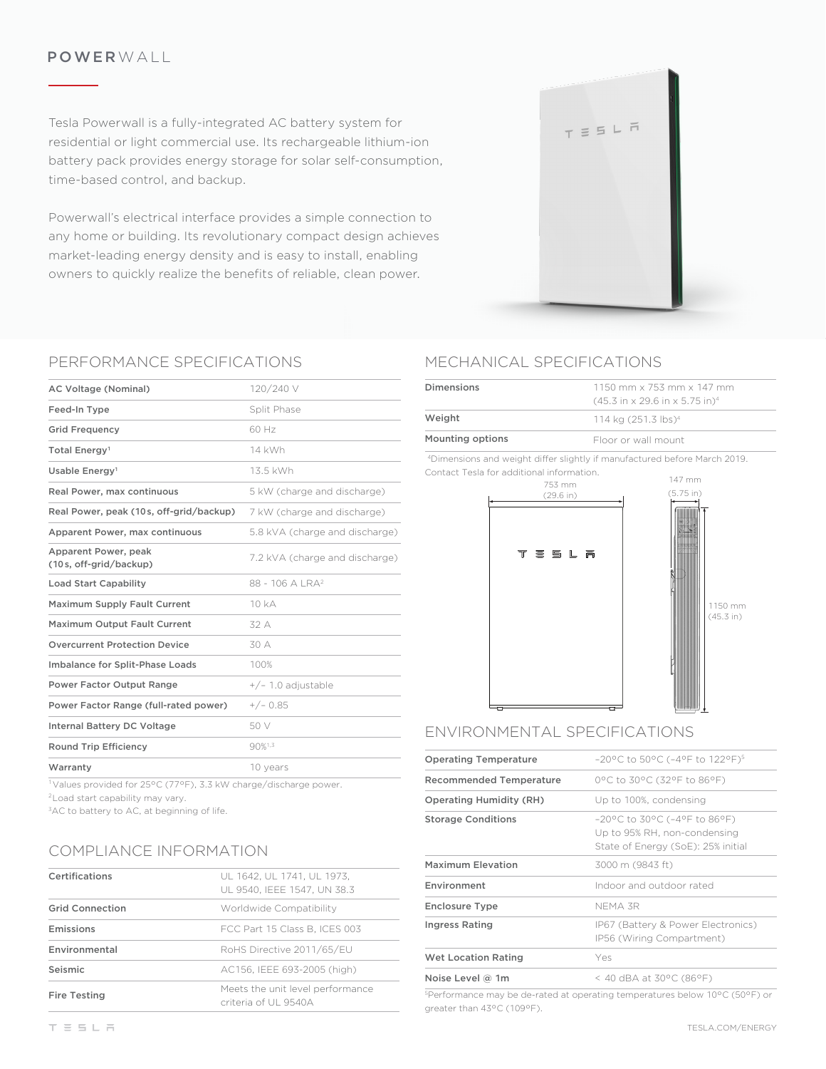# POWERWALL

Tesla Powerwall is a fully-integrated AC battery system for residential or light commercial use. Its rechargeable lithium-ion battery pack provides energy storage for solar self-consumption, time-based control, and backup.

Powerwall's electrical interface provides a simple connection to any home or building. Its revolutionary compact design achieves market-leading energy density and is easy to install, enabling owners to quickly realize the benefits of reliable, clean power.

## PERFORMANCE SPECIFICATIONS

| | |
|---|---|
| **AC Voltage (Nominal)** | 120/240 V |
| **Feed-In Type** | Split Phase |
| **Grid Frequency** | 60 Hz |
| **Total Energy**[1] | 14 kWh |
| **Usable Energy**[1] | 13.5 kWh |
| **Real Power, max continuous** | 5 kW (charge and discharge) |
| **Real Power, peak (10s, off-grid/backup)** | 7 kW (charge and discharge) |
| **Apparent Power, max continuous** | 5.8 kVA (charge and discharge) |
| **Apparent Power, peak (10s, off-grid/backup)** | 7.2 kVA (charge and discharge) |
| **Load Start Capability** | 88 - 106 A LRA[2] |
| **Maximum Supply Fault Current** | 10 kA |
| **Maximum Output Fault Current** | 32 A |
| **Overcurrent Protection Device** | 30 A |
| **Imbalance for Split-Phase Loads** | 100% |
| **Power Factor Output Range** | +/– 1.0 adjustable |
| **Power Factor Range (full-rated power)** | +/– 0.85 |
| **Internal Battery DC Voltage** | 50 V |
| **Round Trip Efficiency** | 90%[1,3] |
| **Warranty** | 10 years |

[1]Values provided for 25°C (77°F), 3.3 kW charge/discharge power.
[2]Load start capability may vary.
[3]AC to battery to AC, at beginning of life.

## COMPLIANCE INFORMATION

| | |
|---|---|
| **Certifications** | UL 1642, UL 1741, UL 1973, UL 9540, IEEE 1547, UN 38.3 |
| **Grid Connection** | Worldwide Compatibility |
| **Emissions** | FCC Part 15 Class B, ICES 003 |
| **Environmental** | RoHS Directive 2011/65/EU |
| **Seismic** | AC156, IEEE 693-2005 (high) |
| **Fire Testing** | Meets the unit level performance criteria of UL 9540A |

## MECHANICAL SPECIFICATIONS

| | |
|---|---|
| **Dimensions** | 1150 mm x 753 mm x 147 mm (45.3 in x 29.6 in x 5.75 in)[4] |
| **Weight** | 114 kg (251.3 lbs)[4] |
| **Mounting options** | Floor or wall mount |

[4]Dimensions and weight differ slightly if manufactured before March 2019. Contact Tesla for additional information.

753 mm (29.6 in)

147 mm (5.75 in)

1150 mm (45.3 in)

## ENVIRONMENTAL SPECIFICATIONS

| | |
|---|---|
| **Operating Temperature** | –20°C to 50°C (–4°F to 122°F)[5] |
| **Recommended Temperature** | 0°C to 30°C (32°F to 86°F) |
| **Operating Humidity (RH)** | Up to 100%, condensing |
| **Storage Conditions** | –20°C to 30°C (–4°F to 86°F) Up to 95% RH, non-condensing State of Energy (SoE): 25% initial |
| **Maximum Elevation** | 3000 m (9843 ft) |
| **Environment** | Indoor and outdoor rated |
| **Enclosure Type** | NEMA 3R |
| **Ingress Rating** | IP67 (Battery & Power Electronics) IP56 (Wiring Compartment) |
| **Wet Location Rating** | Yes |
| **Noise Level @ 1m** | < 40 dBA at 30°C (86°F) |

[5]Performance may be de-rated at operating temperatures below 10°C (50°F) or greater than 43°C (109°F).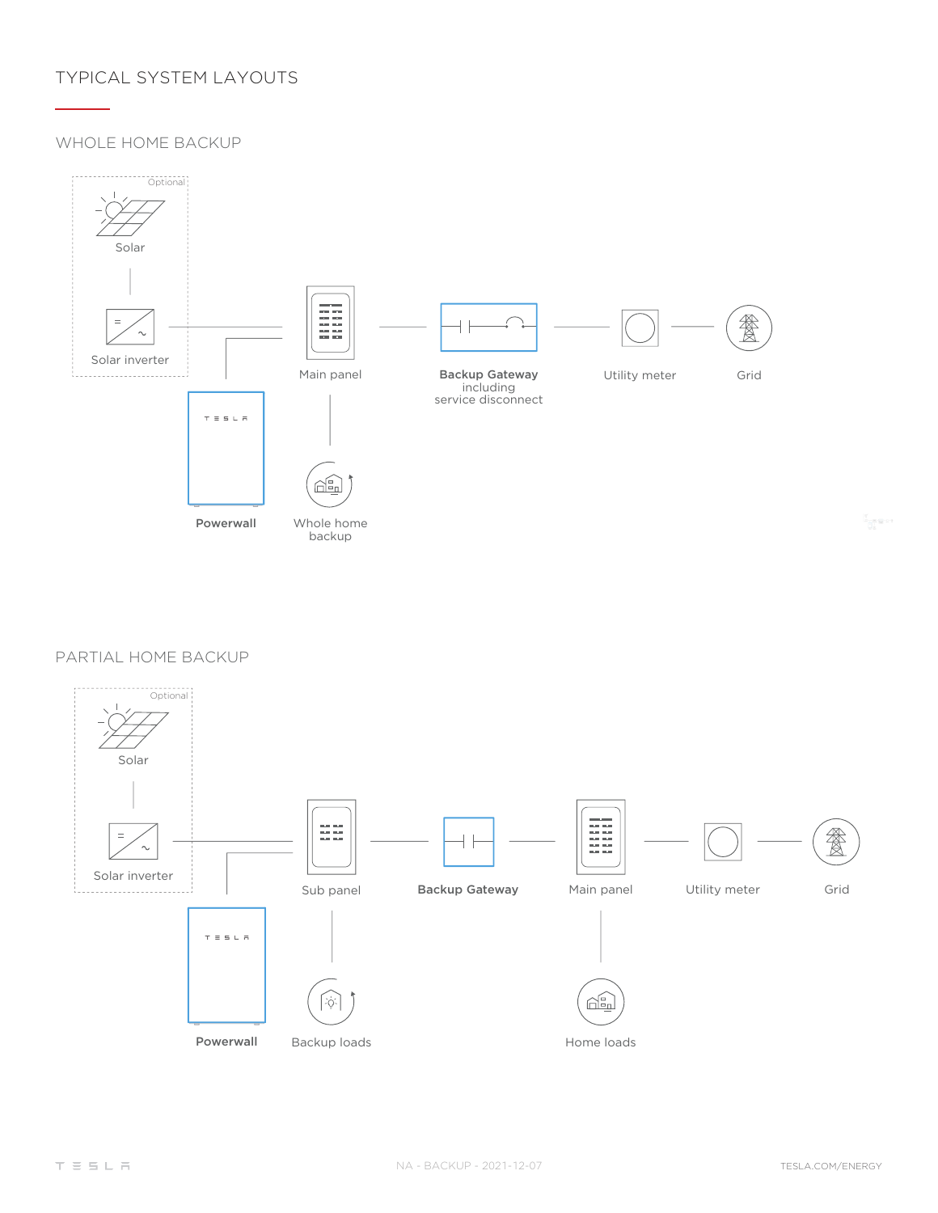# TYPICAL SYSTEM LAYOUTS

## WHOLE HOME BACKUP

Optional

Solar

Solar inverter

Powerwall

Main panel

Whole home backup

**Backup Gateway** including service disconnect

Utility meter

Grid

## PARTIAL HOME BACKUP

Optional

Solar

Solar inverter

Powerwall

Sub panel

Backup loads

**Backup Gateway**

Main panel

Home loads

Utility meter

Grid